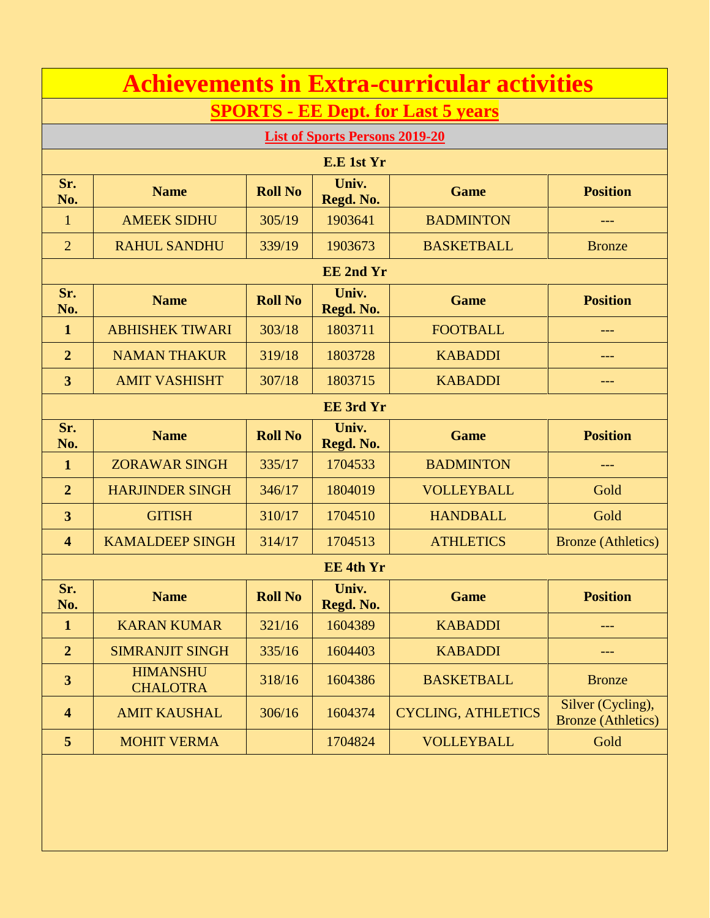# Achievements in Extra-curricular activities

## SPORTS - EE Dept. for Last 5 years

### List of Sports Persons 2019-20

**E.E 1st Yr**

| Sr. No. | Name | Roll No | Univ. Regd. No. | Game | Position |
|---|---|---|---|---|---|
| 1 | AMEEK SIDHU | 305/19 | 1903641 | BADMINTON | --- |
| 2 | RAHUL SANDHU | 339/19 | 1903673 | BASKETBALL | Bronze |

**EE 2nd Yr**

| Sr. No. | Name | Roll No | Univ. Regd. No. | Game | Position |
|---|---|---|---|---|---|
| 1 | ABHISHEK TIWARI | 303/18 | 1803711 | FOOTBALL | --- |
| 2 | NAMAN THAKUR | 319/18 | 1803728 | KABADDI | --- |
| 3 | AMIT VASHISHT | 307/18 | 1803715 | KABADDI | --- |

**EE 3rd Yr**

| Sr. No. | Name | Roll No | Univ. Regd. No. | Game | Position |
|---|---|---|---|---|---|
| 1 | ZORAWAR SINGH | 335/17 | 1704533 | BADMINTON | --- |
| 2 | HARJINDER SINGH | 346/17 | 1804019 | VOLLEYBALL | Gold |
| 3 | GITISH | 310/17 | 1704510 | HANDBALL | Gold |
| 4 | KAMALDEEP SINGH | 314/17 | 1704513 | ATHLETICS | Bronze (Athletics) |

**EE 4th Yr**

| Sr. No. | Name | Roll No | Univ. Regd. No. | Game | Position |
|---|---|---|---|---|---|
| 1 | KARAN KUMAR | 321/16 | 1604389 | KABADDI | --- |
| 2 | SIMRANJIT SINGH | 335/16 | 1604403 | KABADDI | --- |
| 3 | HIMANSHU CHALOTRA | 318/16 | 1604386 | BASKETBALL | Bronze |
| 4 | AMIT KAUSHAL | 306/16 | 1604374 | CYCLING, ATHLETICS | Silver (Cycling), Bronze (Athletics) |
| 5 | MOHIT VERMA | | 1704824 | VOLLEYBALL | Gold |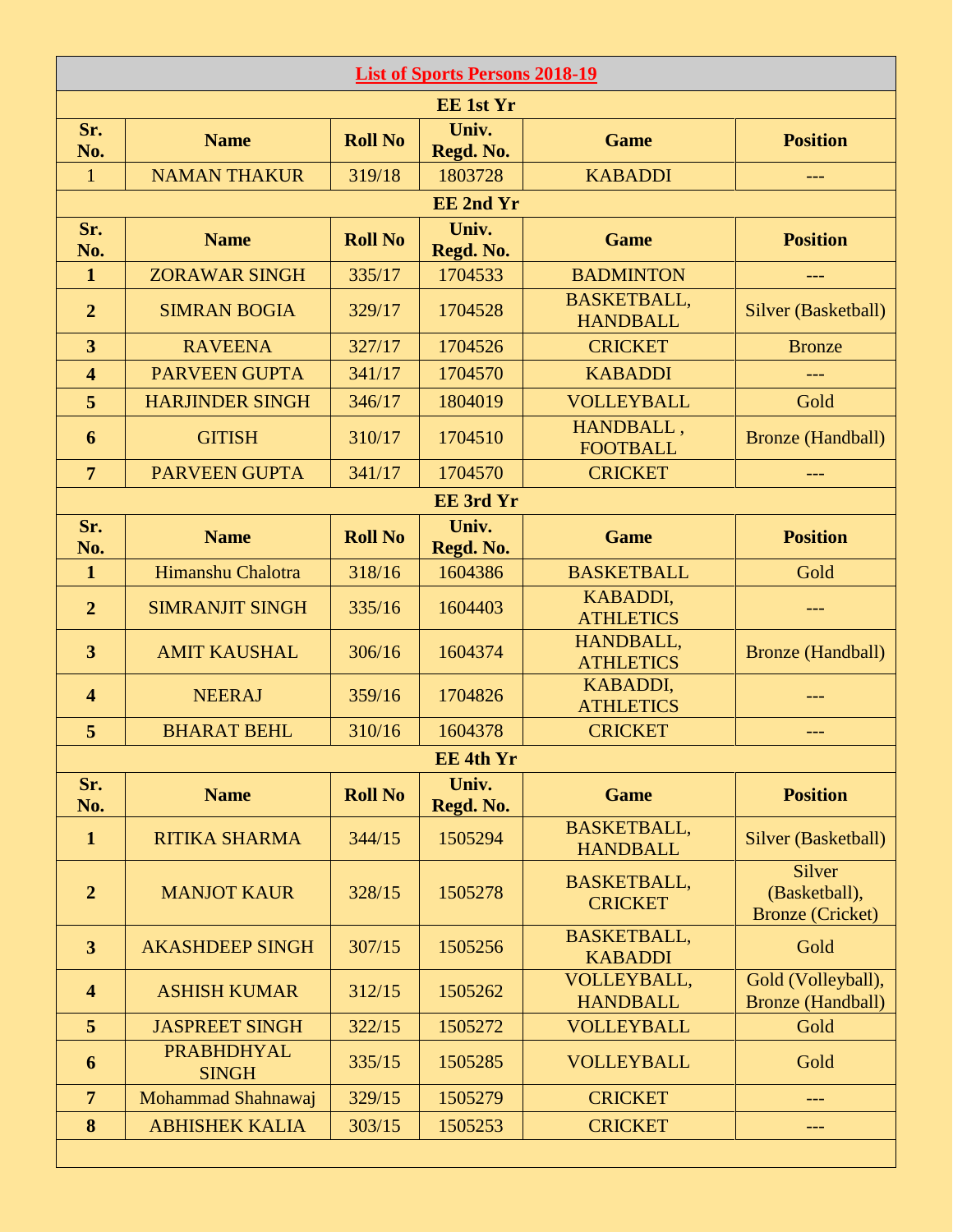## List of Sports Persons 2018-19

### EE 1st Yr

| Sr. No. | Name | Roll No | Univ. Regd. No. | Game | Position |
|---|---|---|---|---|---|
| 1 | NAMAN THAKUR | 319/18 | 1803728 | KABADDI | --- |

### EE 2nd Yr

| Sr. No. | Name | Roll No | Univ. Regd. No. | Game | Position |
|---|---|---|---|---|---|
| 1 | ZORAWAR SINGH | 335/17 | 1704533 | BADMINTON | --- |
| 2 | SIMRAN BOGIA | 329/17 | 1704528 | BASKETBALL, HANDBALL | Silver (Basketball) |
| 3 | RAVEENA | 327/17 | 1704526 | CRICKET | Bronze |
| 4 | PARVEEN GUPTA | 341/17 | 1704570 | KABADDI | --- |
| 5 | HARJINDER SINGH | 346/17 | 1804019 | VOLLEYBALL | Gold |
| 6 | GITISH | 310/17 | 1704510 | HANDBALL , FOOTBALL | Bronze (Handball) |
| 7 | PARVEEN GUPTA | 341/17 | 1704570 | CRICKET | --- |

### EE 3rd Yr

| Sr. No. | Name | Roll No | Univ. Regd. No. | Game | Position |
|---|---|---|---|---|---|
| 1 | Himanshu Chalotra | 318/16 | 1604386 | BASKETBALL | Gold |
| 2 | SIMRANJIT SINGH | 335/16 | 1604403 | KABADDI, ATHLETICS | --- |
| 3 | AMIT KAUSHAL | 306/16 | 1604374 | HANDBALL, ATHLETICS | Bronze (Handball) |
| 4 | NEERAJ | 359/16 | 1704826 | KABADDI, ATHLETICS | --- |
| 5 | BHARAT BEHL | 310/16 | 1604378 | CRICKET | --- |

### EE 4th Yr

| Sr. No. | Name | Roll No | Univ. Regd. No. | Game | Position |
|---|---|---|---|---|---|
| 1 | RITIKA SHARMA | 344/15 | 1505294 | BASKETBALL, HANDBALL | Silver (Basketball) |
| 2 | MANJOT KAUR | 328/15 | 1505278 | BASKETBALL, CRICKET | Silver (Basketball), Bronze (Cricket) |
| 3 | AKASHDEEP SINGH | 307/15 | 1505256 | BASKETBALL, KABADDI | Gold |
| 4 | ASHISH KUMAR | 312/15 | 1505262 | VOLLEYBALL, HANDBALL | Gold (Volleyball), Bronze (Handball) |
| 5 | JASPREET SINGH | 322/15 | 1505272 | VOLLEYBALL | Gold |
| 6 | PRABHDHYAL SINGH | 335/15 | 1505285 | VOLLEYBALL | Gold |
| 7 | Mohammad Shahnawaj | 329/15 | 1505279 | CRICKET | --- |
| 8 | ABHISHEK KALIA | 303/15 | 1505253 | CRICKET | --- |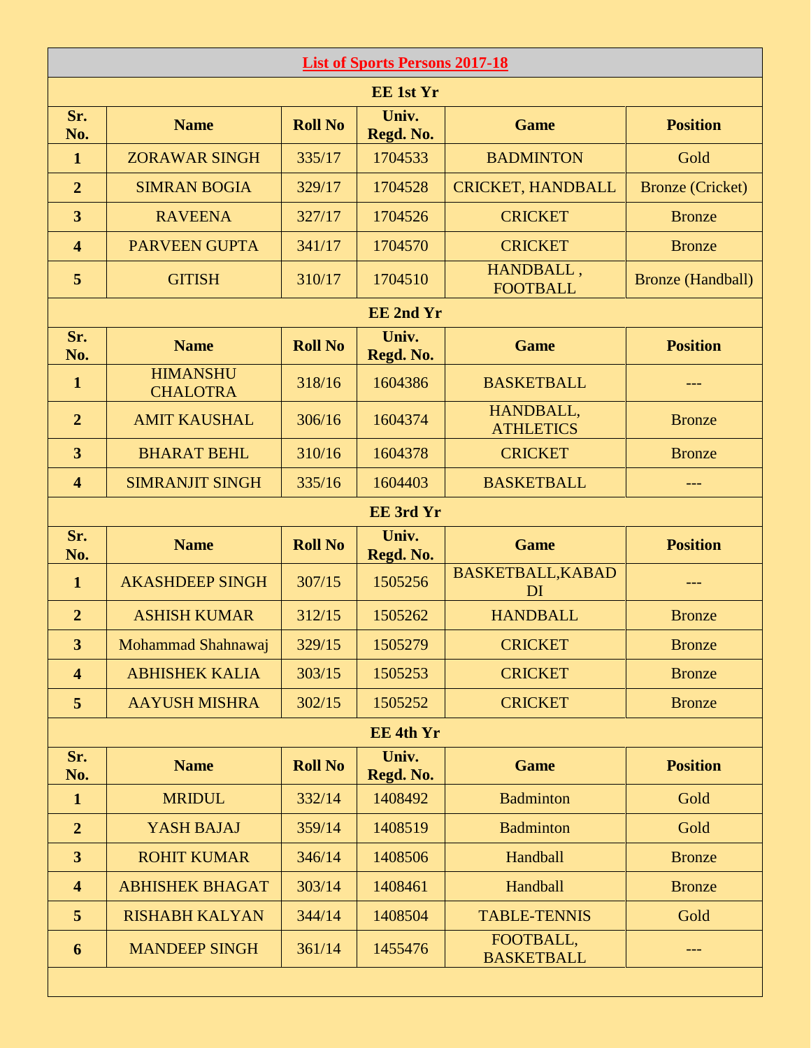# List of Sports Persons 2017-18

### EE 1st Yr

| Sr. No. | Name | Roll No | Univ. Regd. No. | Game | Position |
|---|---|---|---|---|---|
| 1 | ZORAWAR SINGH | 335/17 | 1704533 | BADMINTON | Gold |
| 2 | SIMRAN BOGIA | 329/17 | 1704528 | CRICKET, HANDBALL | Bronze (Cricket) |
| 3 | RAVEENA | 327/17 | 1704526 | CRICKET | Bronze |
| 4 | PARVEEN GUPTA | 341/17 | 1704570 | CRICKET | Bronze |
| 5 | GITISH | 310/17 | 1704510 | HANDBALL , FOOTBALL | Bronze (Handball) |

### EE 2nd Yr

| Sr. No. | Name | Roll No | Univ. Regd. No. | Game | Position |
|---|---|---|---|---|---|
| 1 | HIMANSHU CHALOTRA | 318/16 | 1604386 | BASKETBALL | --- |
| 2 | AMIT KAUSHAL | 306/16 | 1604374 | HANDBALL, ATHLETICS | Bronze |
| 3 | BHARAT BEHL | 310/16 | 1604378 | CRICKET | Bronze |
| 4 | SIMRANJIT SINGH | 335/16 | 1604403 | BASKETBALL | --- |

### EE 3rd Yr

| Sr. No. | Name | Roll No | Univ. Regd. No. | Game | Position |
|---|---|---|---|---|---|
| 1 | AKASHDEEP SINGH | 307/15 | 1505256 | BASKETBALL,KABADDI | --- |
| 2 | ASHISH KUMAR | 312/15 | 1505262 | HANDBALL | Bronze |
| 3 | Mohammad Shahnawaj | 329/15 | 1505279 | CRICKET | Bronze |
| 4 | ABHISHEK KALIA | 303/15 | 1505253 | CRICKET | Bronze |
| 5 | AAYUSH MISHRA | 302/15 | 1505252 | CRICKET | Bronze |

### EE 4th Yr

| Sr. No. | Name | Roll No | Univ. Regd. No. | Game | Position |
|---|---|---|---|---|---|
| 1 | MRIDUL | 332/14 | 1408492 | Badminton | Gold |
| 2 | YASH BAJAJ | 359/14 | 1408519 | Badminton | Gold |
| 3 | ROHIT KUMAR | 346/14 | 1408506 | Handball | Bronze |
| 4 | ABHISHEK BHAGAT | 303/14 | 1408461 | Handball | Bronze |
| 5 | RISHABH KALYAN | 344/14 | 1408504 | TABLE-TENNIS | Gold |
| 6 | MANDEEP SINGH | 361/14 | 1455476 | FOOTBALL, BASKETBALL | --- |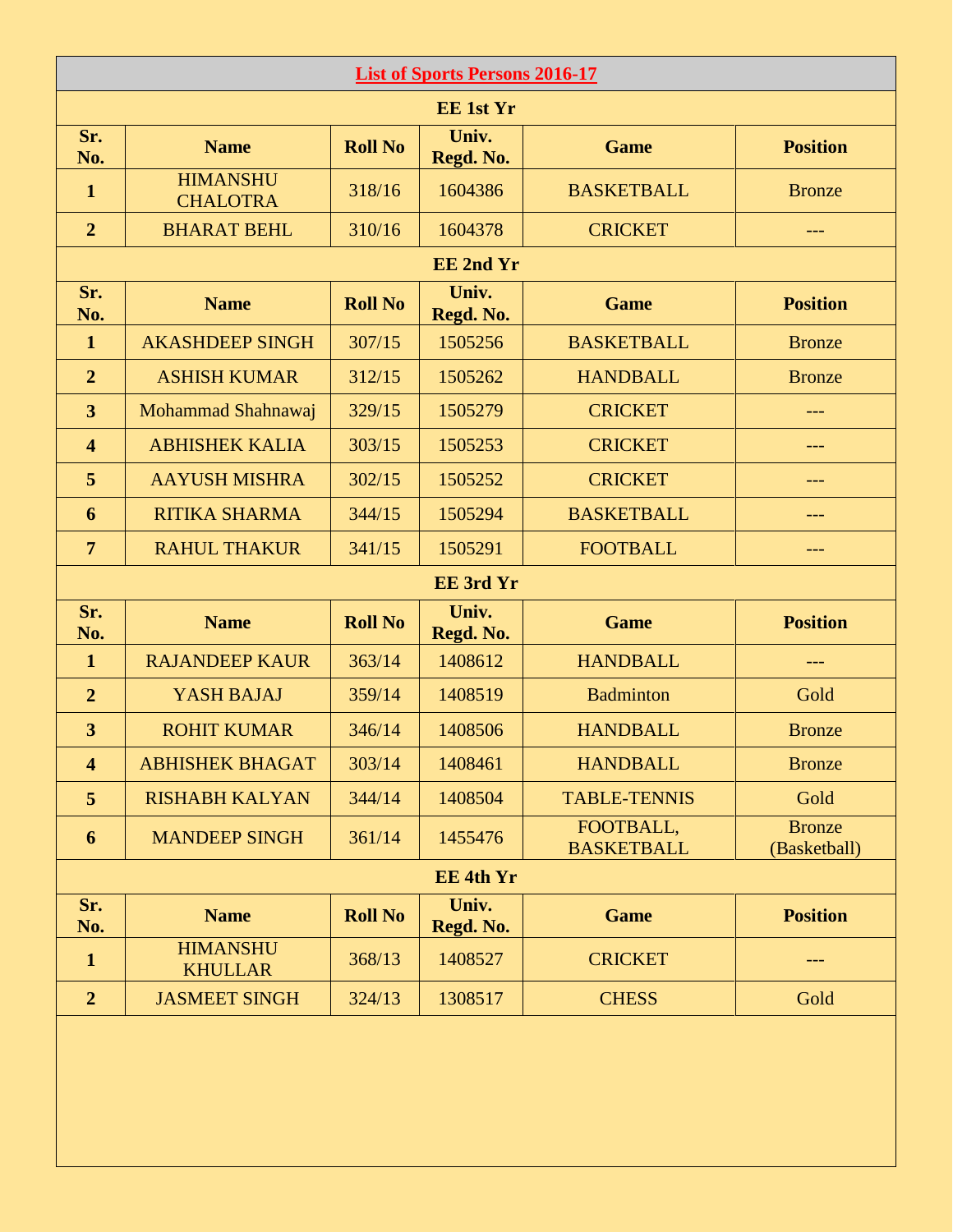## List of Sports Persons 2016-17

### EE 1st Yr

| Sr. No. | Name | Roll No | Univ. Regd. No. | Game | Position |
|---|---|---|---|---|---|
| 1 | HIMANSHU CHALOTRA | 318/16 | 1604386 | BASKETBALL | Bronze |
| 2 | BHARAT BEHL | 310/16 | 1604378 | CRICKET | --- |

### EE 2nd Yr

| Sr. No. | Name | Roll No | Univ. Regd. No. | Game | Position |
|---|---|---|---|---|---|
| 1 | AKASHDEEP SINGH | 307/15 | 1505256 | BASKETBALL | Bronze |
| 2 | ASHISH KUMAR | 312/15 | 1505262 | HANDBALL | Bronze |
| 3 | Mohammad Shahnawaj | 329/15 | 1505279 | CRICKET | --- |
| 4 | ABHISHEK KALIA | 303/15 | 1505253 | CRICKET | --- |
| 5 | AAYUSH MISHRA | 302/15 | 1505252 | CRICKET | --- |
| 6 | RITIKA SHARMA | 344/15 | 1505294 | BASKETBALL | --- |
| 7 | RAHUL THAKUR | 341/15 | 1505291 | FOOTBALL | --- |

### EE 3rd Yr

| Sr. No. | Name | Roll No | Univ. Regd. No. | Game | Position |
|---|---|---|---|---|---|
| 1 | RAJANDEEP KAUR | 363/14 | 1408612 | HANDBALL | --- |
| 2 | YASH BAJAJ | 359/14 | 1408519 | Badminton | Gold |
| 3 | ROHIT KUMAR | 346/14 | 1408506 | HANDBALL | Bronze |
| 4 | ABHISHEK BHAGAT | 303/14 | 1408461 | HANDBALL | Bronze |
| 5 | RISHABH KALYAN | 344/14 | 1408504 | TABLE-TENNIS | Gold |
| 6 | MANDEEP SINGH | 361/14 | 1455476 | FOOTBALL, BASKETBALL | Bronze (Basketball) |

### EE 4th Yr

| Sr. No. | Name | Roll No | Univ. Regd. No. | Game | Position |
|---|---|---|---|---|---|
| 1 | HIMANSHU KHULLAR | 368/13 | 1408527 | CRICKET | --- |
| 2 | JASMEET SINGH | 324/13 | 1308517 | CHESS | Gold |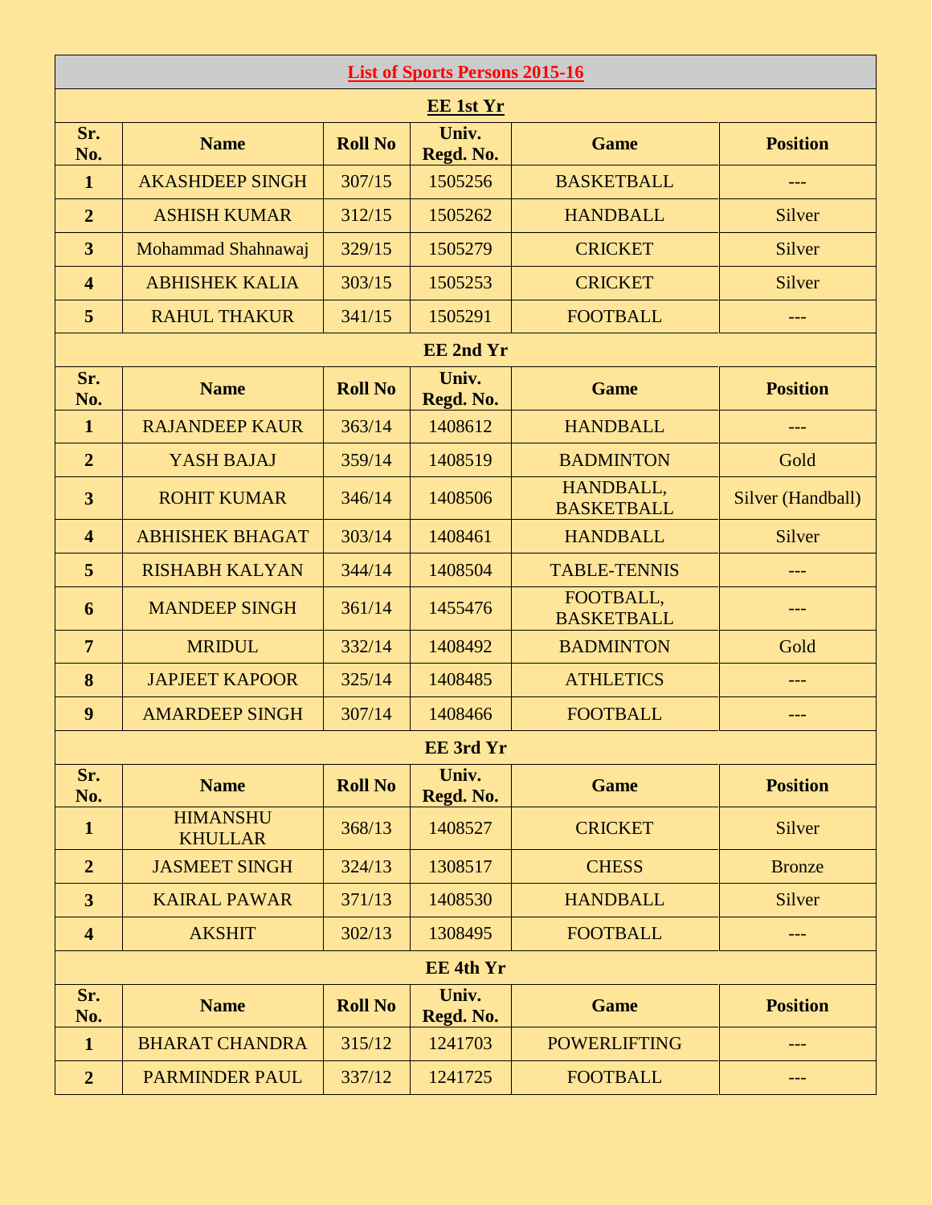## List of Sports Persons 2015-16

### EE 1st Yr

| Sr. No. | Name | Roll No | Univ. Regd. No. | Game | Position |
|---|---|---|---|---|---|
| 1 | AKASHDEEP SINGH | 307/15 | 1505256 | BASKETBALL | --- |
| 2 | ASHISH KUMAR | 312/15 | 1505262 | HANDBALL | Silver |
| 3 | Mohammad Shahnawaj | 329/15 | 1505279 | CRICKET | Silver |
| 4 | ABHISHEK KALIA | 303/15 | 1505253 | CRICKET | Silver |
| 5 | RAHUL THAKUR | 341/15 | 1505291 | FOOTBALL | --- |

### EE 2nd Yr

| Sr. No. | Name | Roll No | Univ. Regd. No. | Game | Position |
|---|---|---|---|---|---|
| 1 | RAJANDEEP KAUR | 363/14 | 1408612 | HANDBALL | --- |
| 2 | YASH BAJAJ | 359/14 | 1408519 | BADMINTON | Gold |
| 3 | ROHIT KUMAR | 346/14 | 1408506 | HANDBALL, BASKETBALL | Silver (Handball) |
| 4 | ABHISHEK BHAGAT | 303/14 | 1408461 | HANDBALL | Silver |
| 5 | RISHABH KALYAN | 344/14 | 1408504 | TABLE-TENNIS | --- |
| 6 | MANDEEP SINGH | 361/14 | 1455476 | FOOTBALL, BASKETBALL | --- |
| 7 | MRIDUL | 332/14 | 1408492 | BADMINTON | Gold |
| 8 | JAPJEET KAPOOR | 325/14 | 1408485 | ATHLETICS | --- |
| 9 | AMARDEEP SINGH | 307/14 | 1408466 | FOOTBALL | --- |

### EE 3rd Yr

| Sr. No. | Name | Roll No | Univ. Regd. No. | Game | Position |
|---|---|---|---|---|---|
| 1 | HIMANSHU KHULLAR | 368/13 | 1408527 | CRICKET | Silver |
| 2 | JASMEET SINGH | 324/13 | 1308517 | CHESS | Bronze |
| 3 | KAIRAL PAWAR | 371/13 | 1408530 | HANDBALL | Silver |
| 4 | AKSHIT | 302/13 | 1308495 | FOOTBALL | --- |

### EE 4th Yr

| Sr. No. | Name | Roll No | Univ. Regd. No. | Game | Position |
|---|---|---|---|---|---|
| 1 | BHARAT CHANDRA | 315/12 | 1241703 | POWERLIFTING | --- |
| 2 | PARMINDER PAUL | 337/12 | 1241725 | FOOTBALL | --- |